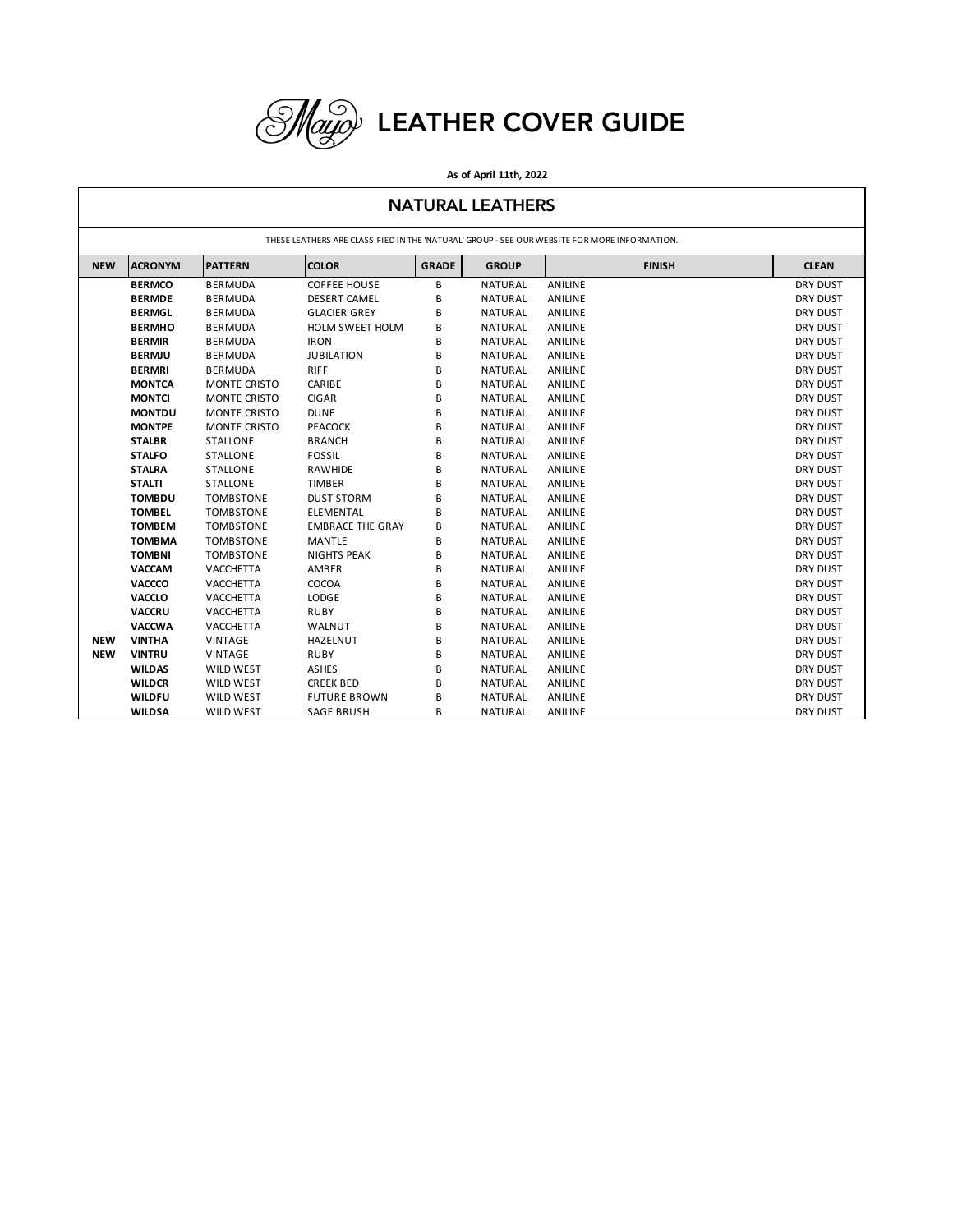# Mayo LEATHER COVER GUIDE

**As of April 11th, 2022**

## NATURAL LEATHERS

THESE LEATHERS ARE CLASSIFIED IN THE 'NATURAL' GROUP - SEE OUR WEBSITE FOR MORE INFORMATION.

| NEW | ACRONYM | PATTERN | COLOR | GRADE | GROUP | FINISH | CLEAN |
|---|---|---|---|---|---|---|---|
| | **BERMCO** | BERMUDA | COFFEE HOUSE | B | NATURAL | ANILINE | DRY DUST |
| | **BERMDE** | BERMUDA | DESERT CAMEL | B | NATURAL | ANILINE | DRY DUST |
| | **BERMGL** | BERMUDA | GLACIER GREY | B | NATURAL | ANILINE | DRY DUST |
| | **BERMHO** | BERMUDA | HOLM SWEET HOLM | B | NATURAL | ANILINE | DRY DUST |
| | **BERMIR** | BERMUDA | IRON | B | NATURAL | ANILINE | DRY DUST |
| | **BERMJU** | BERMUDA | JUBILATION | B | NATURAL | ANILINE | DRY DUST |
| | **BERMRI** | BERMUDA | RIFF | B | NATURAL | ANILINE | DRY DUST |
| | **MONTCA** | MONTE CRISTO | CARIBE | B | NATURAL | ANILINE | DRY DUST |
| | **MONTCI** | MONTE CRISTO | CIGAR | B | NATURAL | ANILINE | DRY DUST |
| | **MONTDU** | MONTE CRISTO | DUNE | B | NATURAL | ANILINE | DRY DUST |
| | **MONTPE** | MONTE CRISTO | PEACOCK | B | NATURAL | ANILINE | DRY DUST |
| | **STALBR** | STALLONE | BRANCH | B | NATURAL | ANILINE | DRY DUST |
| | **STALFO** | STALLONE | FOSSIL | B | NATURAL | ANILINE | DRY DUST |
| | **STALRA** | STALLONE | RAWHIDE | B | NATURAL | ANILINE | DRY DUST |
| | **STALTI** | STALLONE | TIMBER | B | NATURAL | ANILINE | DRY DUST |
| | **TOMBDU** | TOMBSTONE | DUST STORM | B | NATURAL | ANILINE | DRY DUST |
| | **TOMBEL** | TOMBSTONE | ELEMENTAL | B | NATURAL | ANILINE | DRY DUST |
| | **TOMBEM** | TOMBSTONE | EMBRACE THE GRAY | B | NATURAL | ANILINE | DRY DUST |
| | **TOMBMA** | TOMBSTONE | MANTLE | B | NATURAL | ANILINE | DRY DUST |
| | **TOMBNI** | TOMBSTONE | NIGHTS PEAK | B | NATURAL | ANILINE | DRY DUST |
| | **VACCAM** | VACCHETTA | AMBER | B | NATURAL | ANILINE | DRY DUST |
| | **VACCCO** | VACCHETTA | COCOA | B | NATURAL | ANILINE | DRY DUST |
| | **VACCLO** | VACCHETTA | LODGE | B | NATURAL | ANILINE | DRY DUST |
| | **VACCRU** | VACCHETTA | RUBY | B | NATURAL | ANILINE | DRY DUST |
| | **VACCWA** | VACCHETTA | WALNUT | B | NATURAL | ANILINE | DRY DUST |
| **NEW** | **VINTHA** | VINTAGE | HAZELNUT | B | NATURAL | ANILINE | DRY DUST |
| **NEW** | **VINTRU** | VINTAGE | RUBY | B | NATURAL | ANILINE | DRY DUST |
| | **WILDAS** | WILD WEST | ASHES | B | NATURAL | ANILINE | DRY DUST |
| | **WILDCR** | WILD WEST | CREEK BED | B | NATURAL | ANILINE | DRY DUST |
| | **WILDFU** | WILD WEST | FUTURE BROWN | B | NATURAL | ANILINE | DRY DUST |
| | **WILDSA** | WILD WEST | SAGE BRUSH | B | NATURAL | ANILINE | DRY DUST |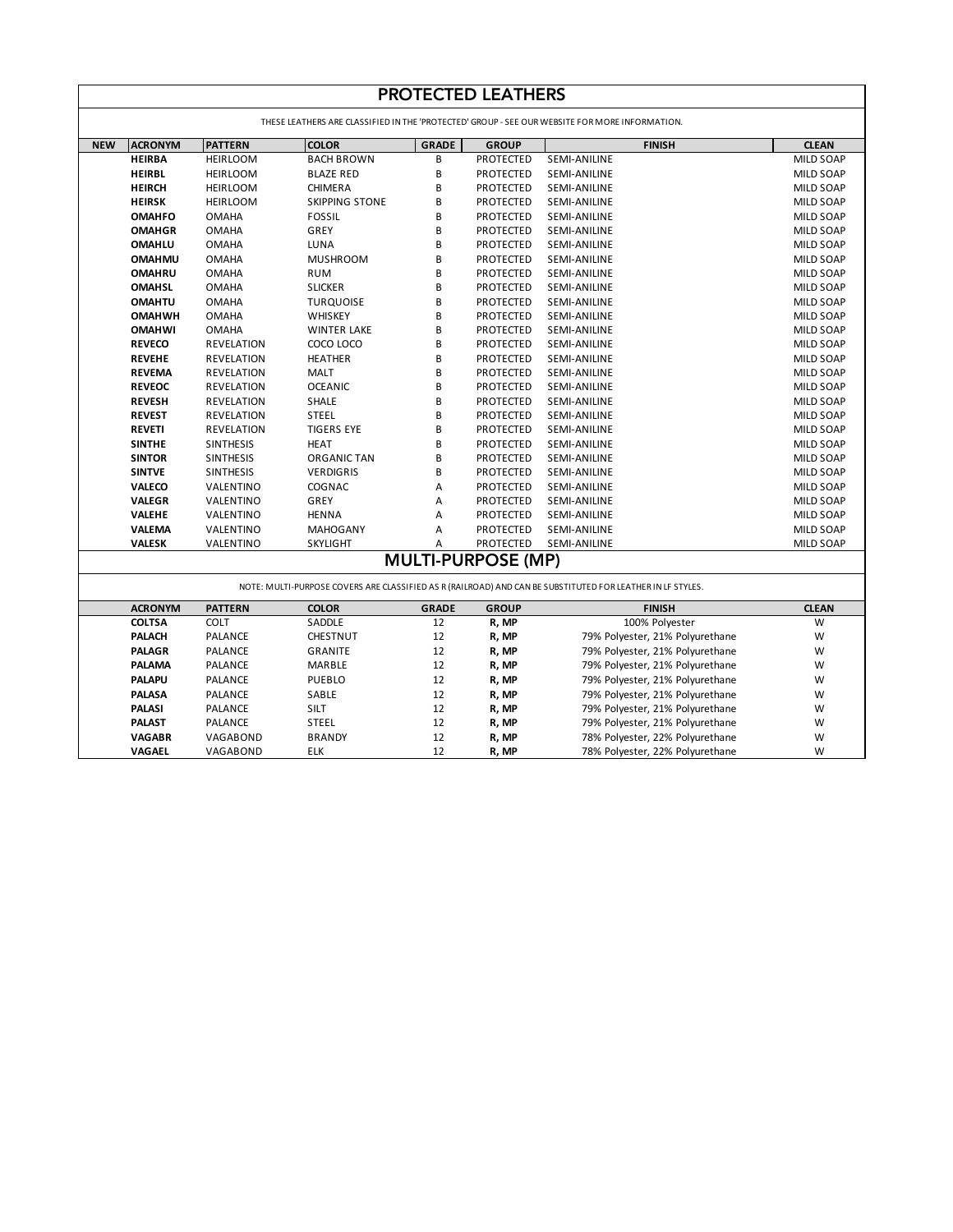## PROTECTED LEATHERS

THESE LEATHERS ARE CLASSIFIED IN THE 'PROTECTED' GROUP - SEE OUR WEBSITE FOR MORE INFORMATION.

| NEW | ACRONYM | PATTERN | COLOR | GRADE | GROUP | FINISH | CLEAN |
|---|---|---|---|---|---|---|---|
| | **HEIRBA** | HEIRLOOM | BACH BROWN | B | PROTECTED | SEMI-ANILINE | MILD SOAP |
| | **HEIRBL** | HEIRLOOM | BLAZE RED | B | PROTECTED | SEMI-ANILINE | MILD SOAP |
| | **HEIRCH** | HEIRLOOM | CHIMERA | B | PROTECTED | SEMI-ANILINE | MILD SOAP |
| | **HEIRSK** | HEIRLOOM | SKIPPING STONE | B | PROTECTED | SEMI-ANILINE | MILD SOAP |
| | **OMAHFO** | OMAHA | FOSSIL | B | PROTECTED | SEMI-ANILINE | MILD SOAP |
| | **OMAHGR** | OMAHA | GREY | B | PROTECTED | SEMI-ANILINE | MILD SOAP |
| | **OMAHLU** | OMAHA | LUNA | B | PROTECTED | SEMI-ANILINE | MILD SOAP |
| | **OMAHMU** | OMAHA | MUSHROOM | B | PROTECTED | SEMI-ANILINE | MILD SOAP |
| | **OMAHRU** | OMAHA | RUM | B | PROTECTED | SEMI-ANILINE | MILD SOAP |
| | **OMAHSL** | OMAHA | SLICKER | B | PROTECTED | SEMI-ANILINE | MILD SOAP |
| | **OMAHTU** | OMAHA | TURQUOISE | B | PROTECTED | SEMI-ANILINE | MILD SOAP |
| | **OMAHWH** | OMAHA | WHISKEY | B | PROTECTED | SEMI-ANILINE | MILD SOAP |
| | **OMAHWI** | OMAHA | WINTER LAKE | B | PROTECTED | SEMI-ANILINE | MILD SOAP |
| | **REVECO** | REVELATION | COCO LOCO | B | PROTECTED | SEMI-ANILINE | MILD SOAP |
| | **REVEHE** | REVELATION | HEATHER | B | PROTECTED | SEMI-ANILINE | MILD SOAP |
| | **REVEMA** | REVELATION | MALT | B | PROTECTED | SEMI-ANILINE | MILD SOAP |
| | **REVEOC** | REVELATION | OCEANIC | B | PROTECTED | SEMI-ANILINE | MILD SOAP |
| | **REVESH** | REVELATION | SHALE | B | PROTECTED | SEMI-ANILINE | MILD SOAP |
| | **REVEST** | REVELATION | STEEL | B | PROTECTED | SEMI-ANILINE | MILD SOAP |
| | **REVETI** | REVELATION | TIGERS EYE | B | PROTECTED | SEMI-ANILINE | MILD SOAP |
| | **SINTHE** | SINTHESIS | HEAT | B | PROTECTED | SEMI-ANILINE | MILD SOAP |
| | **SINTOR** | SINTHESIS | ORGANIC TAN | B | PROTECTED | SEMI-ANILINE | MILD SOAP |
| | **SINTVE** | SINTHESIS | VERDIGRIS | B | PROTECTED | SEMI-ANILINE | MILD SOAP |
| | **VALECO** | VALENTINO | COGNAC | A | PROTECTED | SEMI-ANILINE | MILD SOAP |
| | **VALEGR** | VALENTINO | GREY | A | PROTECTED | SEMI-ANILINE | MILD SOAP |
| | **VALEHE** | VALENTINO | HENNA | A | PROTECTED | SEMI-ANILINE | MILD SOAP |
| | **VALEMA** | VALENTINO | MAHOGANY | A | PROTECTED | SEMI-ANILINE | MILD SOAP |
| | **VALESK** | VALENTINO | SKYLIGHT | A | PROTECTED | SEMI-ANILINE | MILD SOAP |

## MULTI-PURPOSE (MP)

NOTE: MULTI-PURPOSE COVERS ARE CLASSIFIED AS R (RAILROAD) AND CAN BE SUBSTITUTED FOR LEATHER IN LF STYLES.

| ACRONYM | PATTERN | COLOR | GRADE | GROUP | FINISH | CLEAN |
|---|---|---|---|---|---|---|
| **COLTSA** | COLT | SADDLE | 12 | **R, MP** | 100% Polyester | W |
| **PALACH** | PALANCE | CHESTNUT | 12 | **R, MP** | 79% Polyester, 21% Polyurethane | W |
| **PALAGR** | PALANCE | GRANITE | 12 | **R, MP** | 79% Polyester, 21% Polyurethane | W |
| **PALAMA** | PALANCE | MARBLE | 12 | **R, MP** | 79% Polyester, 21% Polyurethane | W |
| **PALAPU** | PALANCE | PUEBLO | 12 | **R, MP** | 79% Polyester, 21% Polyurethane | W |
| **PALASA** | PALANCE | SABLE | 12 | **R, MP** | 79% Polyester, 21% Polyurethane | W |
| **PALASI** | PALANCE | SILT | 12 | **R, MP** | 79% Polyester, 21% Polyurethane | W |
| **PALAST** | PALANCE | STEEL | 12 | **R, MP** | 79% Polyester, 21% Polyurethane | W |
| **VAGABR** | VAGABOND | BRANDY | 12 | **R, MP** | 78% Polyester, 22% Polyurethane | W |
| **VAGAEL** | VAGABOND | ELK | 12 | **R, MP** | 78% Polyester, 22% Polyurethane | W |